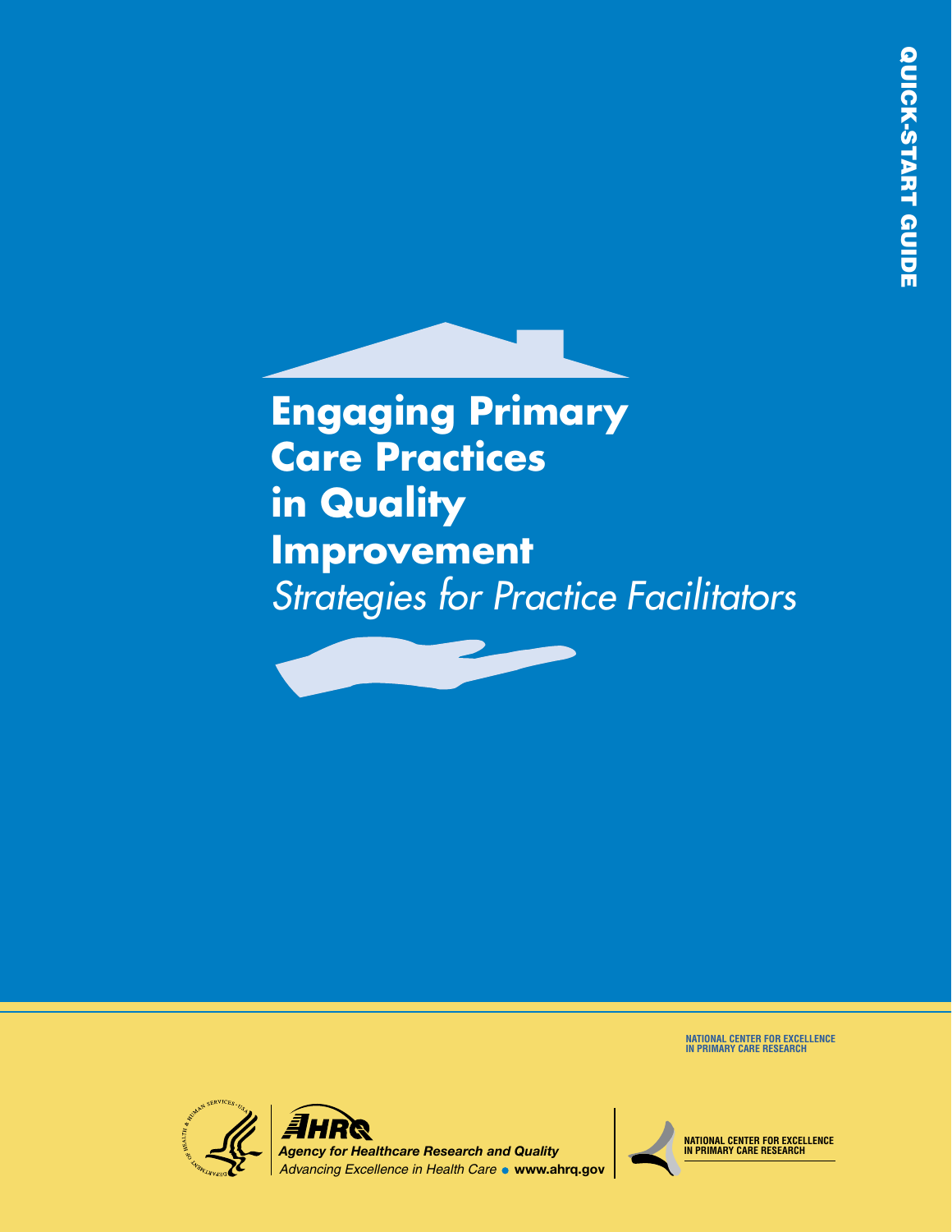QUICK-START GUIDE

# Engaging Primary Care Practices in Quality Improvement

*Strategies for Practice Facilitators*

NATIONAL CENTER FOR EXCELLENCE IN PRIMARY CARE RESEARCH

AHRQ

*Agency for Healthcare Research and Quality*

*Advancing Excellence in Health Care* • **www.ahrq.gov**

NATIONAL CENTER FOR EXCELLENCE IN PRIMARY CARE RESEARCH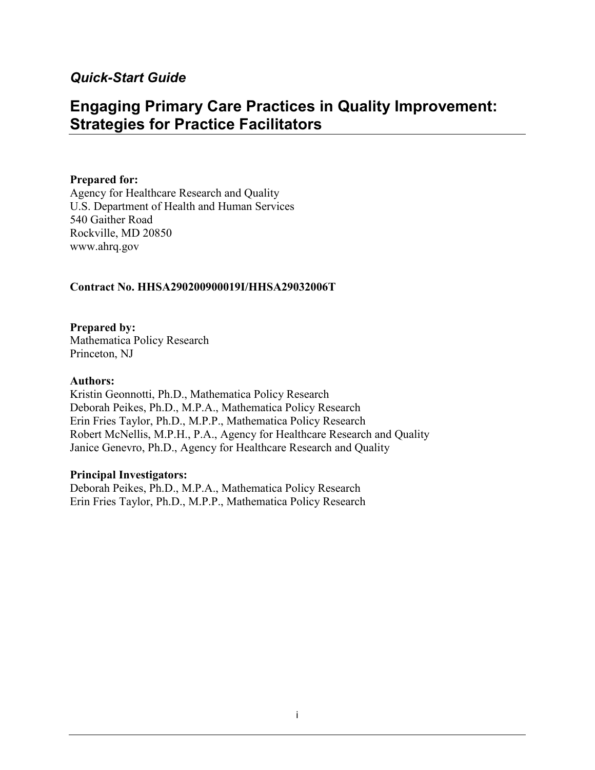*Quick-Start Guide*

# Engaging Primary Care Practices in Quality Improvement: Strategies for Practice Facilitators

**Prepared for:**
Agency for Healthcare Research and Quality
U.S. Department of Health and Human Services
540 Gaither Road
Rockville, MD 20850
www.ahrq.gov

**Contract No. HHSA290200900019I/HHSA29032006T**

**Prepared by:**
Mathematica Policy Research
Princeton, NJ

**Authors:**
Kristin Geonnotti, Ph.D., Mathematica Policy Research
Deborah Peikes, Ph.D., M.P.A., Mathematica Policy Research
Erin Fries Taylor, Ph.D., M.P.P., Mathematica Policy Research
Robert McNellis, M.P.H., P.A., Agency for Healthcare Research and Quality
Janice Genevro, Ph.D., Agency for Healthcare Research and Quality

**Principal Investigators:**
Deborah Peikes, Ph.D., M.P.A., Mathematica Policy Research
Erin Fries Taylor, Ph.D., M.P.P., Mathematica Policy Research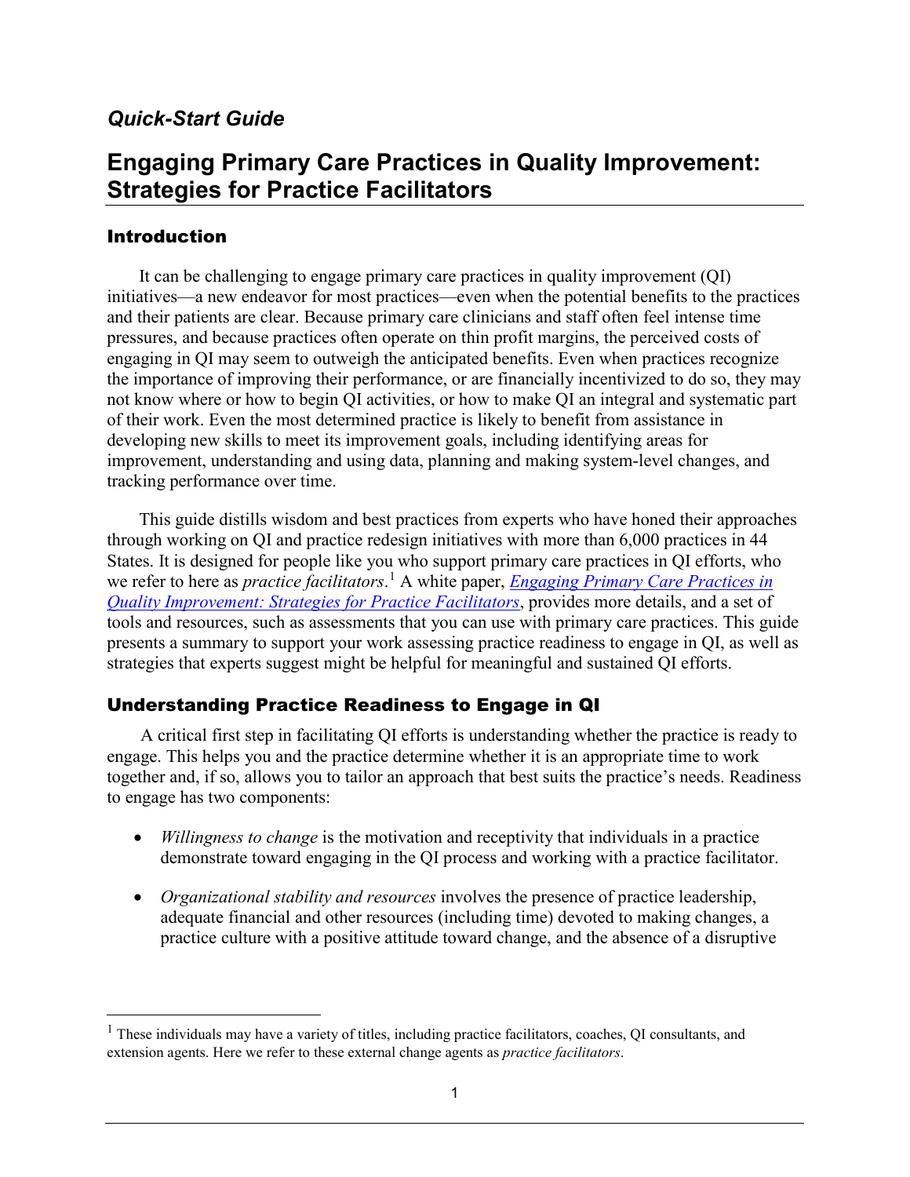*Quick-Start Guide*

# Engaging Primary Care Practices in Quality Improvement: Strategies for Practice Facilitators

## Introduction

It can be challenging to engage primary care practices in quality improvement (QI) initiatives—a new endeavor for most practices—even when the potential benefits to the practices and their patients are clear. Because primary care clinicians and staff often feel intense time pressures, and because practices often operate on thin profit margins, the perceived costs of engaging in QI may seem to outweigh the anticipated benefits. Even when practices recognize the importance of improving their performance, or are financially incentivized to do so, they may not know where or how to begin QI activities, or how to make QI an integral and systematic part of their work. Even the most determined practice is likely to benefit from assistance in developing new skills to meet its improvement goals, including identifying areas for improvement, understanding and using data, planning and making system-level changes, and tracking performance over time.

This guide distills wisdom and best practices from experts who have honed their approaches through working on QI and practice redesign initiatives with more than 6,000 practices in 44 States. It is designed for people like you who support primary care practices in QI efforts, who we refer to here as *practice facilitators*.[1] A white paper, *Engaging Primary Care Practices in Quality Improvement: Strategies for Practice Facilitators*, provides more details, and a set of tools and resources, such as assessments that you can use with primary care practices. This guide presents a summary to support your work assessing practice readiness to engage in QI, as well as strategies that experts suggest might be helpful for meaningful and sustained QI efforts.

## Understanding Practice Readiness to Engage in QI

A critical first step in facilitating QI efforts is understanding whether the practice is ready to engage. This helps you and the practice determine whether it is an appropriate time to work together and, if so, allows you to tailor an approach that best suits the practice's needs. Readiness to engage has two components:

- *Willingness to change* is the motivation and receptivity that individuals in a practice demonstrate toward engaging in the QI process and working with a practice facilitator.
- *Organizational stability and resources* involves the presence of practice leadership, adequate financial and other resources (including time) devoted to making changes, a practice culture with a positive attitude toward change, and the absence of a disruptive

[1] These individuals may have a variety of titles, including practice facilitators, coaches, QI consultants, and extension agents. Here we refer to these external change agents as *practice facilitators*.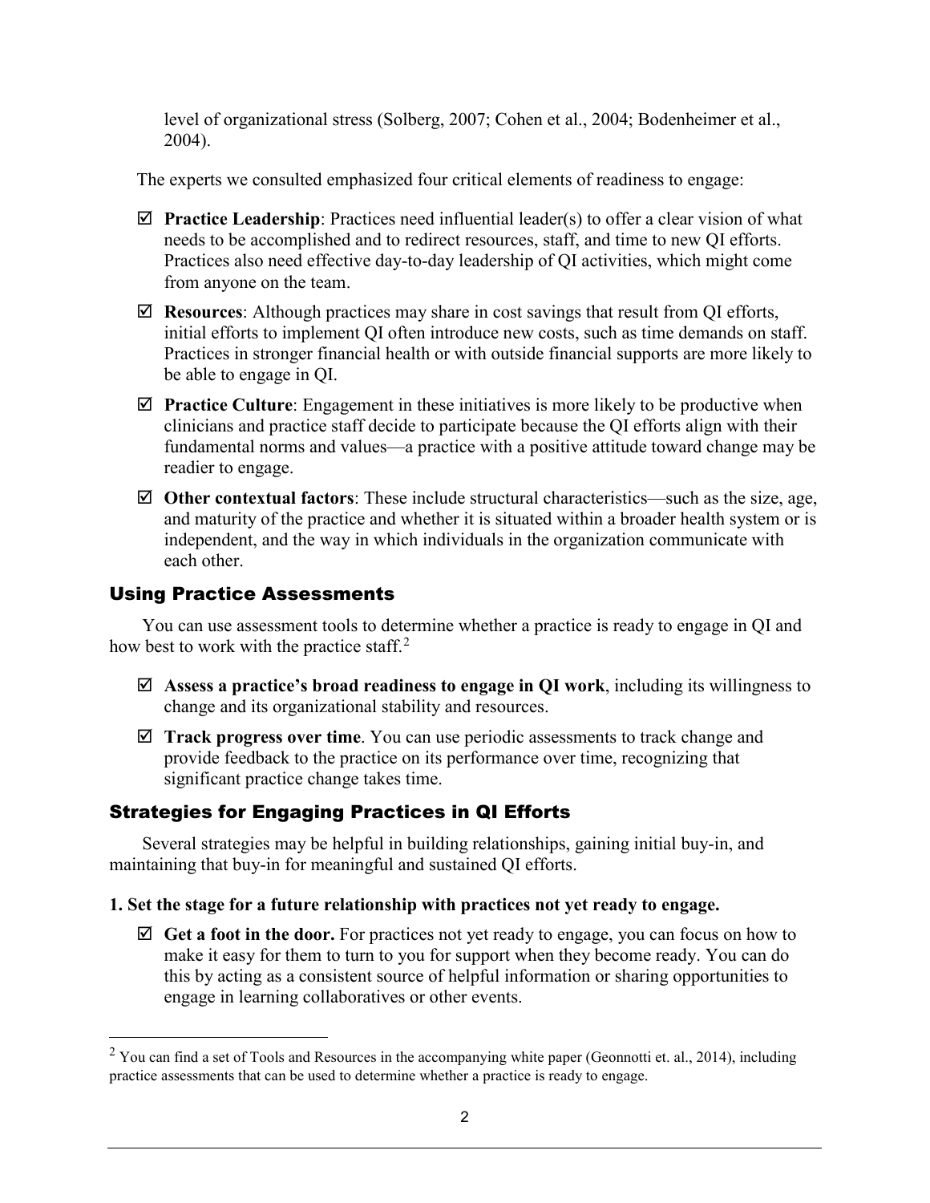level of organizational stress (Solberg, 2007; Cohen et al., 2004; Bodenheimer et al., 2004).

The experts we consulted emphasized four critical elements of readiness to engage:

- ☑ **Practice Leadership**: Practices need influential leader(s) to offer a clear vision of what needs to be accomplished and to redirect resources, staff, and time to new QI efforts. Practices also need effective day-to-day leadership of QI activities, which might come from anyone on the team.
- ☑ **Resources**: Although practices may share in cost savings that result from QI efforts, initial efforts to implement QI often introduce new costs, such as time demands on staff. Practices in stronger financial health or with outside financial supports are more likely to be able to engage in QI.
- ☑ **Practice Culture**: Engagement in these initiatives is more likely to be productive when clinicians and practice staff decide to participate because the QI efforts align with their fundamental norms and values—a practice with a positive attitude toward change may be readier to engage.
- ☑ **Other contextual factors**: These include structural characteristics—such as the size, age, and maturity of the practice and whether it is situated within a broader health system or is independent, and the way in which individuals in the organization communicate with each other.

## Using Practice Assessments

You can use assessment tools to determine whether a practice is ready to engage in QI and how best to work with the practice staff.[2]

- ☑ **Assess a practice's broad readiness to engage in QI work**, including its willingness to change and its organizational stability and resources.
- ☑ **Track progress over time**. You can use periodic assessments to track change and provide feedback to the practice on its performance over time, recognizing that significant practice change takes time.

## Strategies for Engaging Practices in QI Efforts

Several strategies may be helpful in building relationships, gaining initial buy-in, and maintaining that buy-in for meaningful and sustained QI efforts.

**1. Set the stage for a future relationship with practices not yet ready to engage.**

- ☑ **Get a foot in the door.** For practices not yet ready to engage, you can focus on how to make it easy for them to turn to you for support when they become ready. You can do this by acting as a consistent source of helpful information or sharing opportunities to engage in learning collaboratives or other events.

---

[2] You can find a set of Tools and Resources in the accompanying white paper (Geonnotti et. al., 2014), including practice assessments that can be used to determine whether a practice is ready to engage.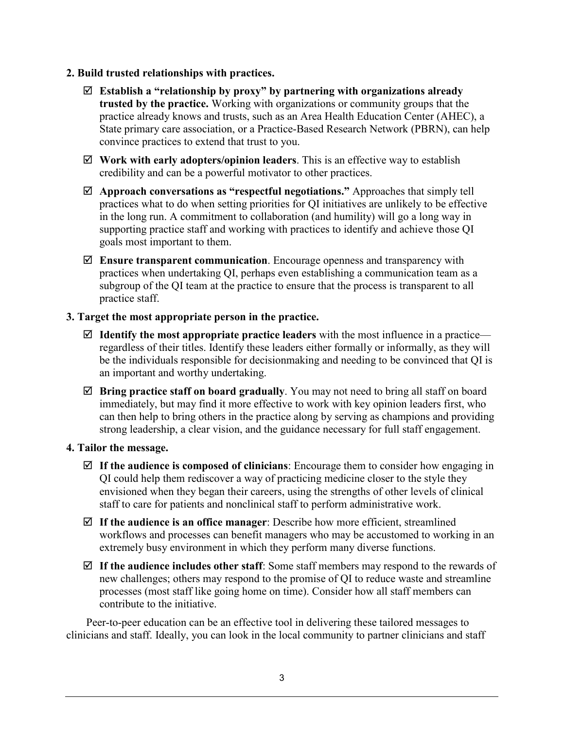**2. Build trusted relationships with practices.**

- ☑ **Establish a "relationship by proxy" by partnering with organizations already trusted by the practice.** Working with organizations or community groups that the practice already knows and trusts, such as an Area Health Education Center (AHEC), a State primary care association, or a Practice-Based Research Network (PBRN), can help convince practices to extend that trust to you.
- ☑ **Work with early adopters/opinion leaders**. This is an effective way to establish credibility and can be a powerful motivator to other practices.
- ☑ **Approach conversations as "respectful negotiations."** Approaches that simply tell practices what to do when setting priorities for QI initiatives are unlikely to be effective in the long run. A commitment to collaboration (and humility) will go a long way in supporting practice staff and working with practices to identify and achieve those QI goals most important to them.
- ☑ **Ensure transparent communication**. Encourage openness and transparency with practices when undertaking QI, perhaps even establishing a communication team as a subgroup of the QI team at the practice to ensure that the process is transparent to all practice staff.

**3. Target the most appropriate person in the practice.**

- ☑ **Identify the most appropriate practice leaders** with the most influence in a practice—regardless of their titles. Identify these leaders either formally or informally, as they will be the individuals responsible for decisionmaking and needing to be convinced that QI is an important and worthy undertaking.
- ☑ **Bring practice staff on board gradually**. You may not need to bring all staff on board immediately, but may find it more effective to work with key opinion leaders first, who can then help to bring others in the practice along by serving as champions and providing strong leadership, a clear vision, and the guidance necessary for full staff engagement.

**4. Tailor the message.**

- ☑ **If the audience is composed of clinicians**: Encourage them to consider how engaging in QI could help them rediscover a way of practicing medicine closer to the style they envisioned when they began their careers, using the strengths of other levels of clinical staff to care for patients and nonclinical staff to perform administrative work.
- ☑ **If the audience is an office manager**: Describe how more efficient, streamlined workflows and processes can benefit managers who may be accustomed to working in an extremely busy environment in which they perform many diverse functions.
- ☑ **If the audience includes other staff**: Some staff members may respond to the rewards of new challenges; others may respond to the promise of QI to reduce waste and streamline processes (most staff like going home on time). Consider how all staff members can contribute to the initiative.

Peer-to-peer education can be an effective tool in delivering these tailored messages to clinicians and staff. Ideally, you can look in the local community to partner clinicians and staff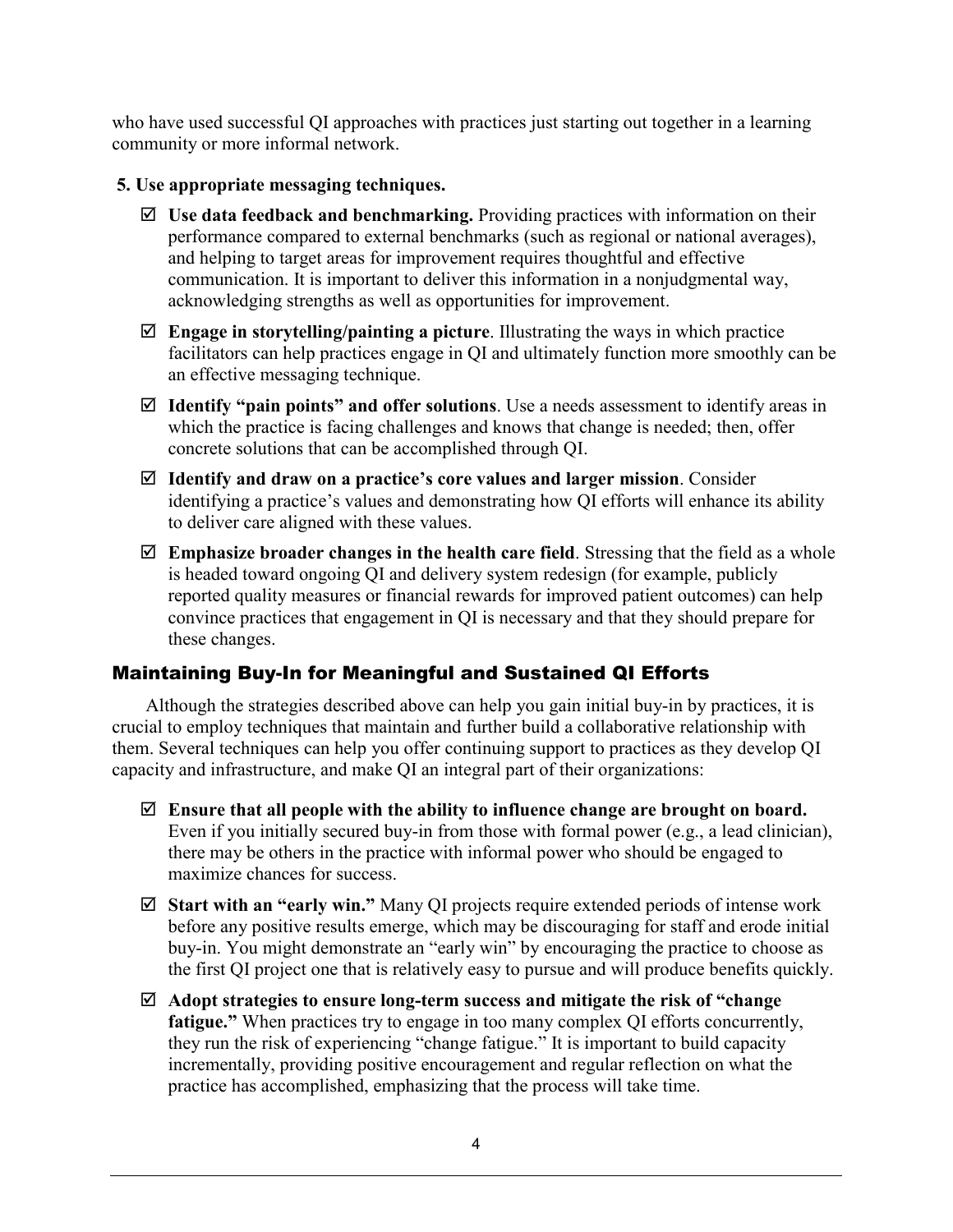who have used successful QI approaches with practices just starting out together in a learning community or more informal network.

**5. Use appropriate messaging techniques.**

- ☑ **Use data feedback and benchmarking.** Providing practices with information on their performance compared to external benchmarks (such as regional or national averages), and helping to target areas for improvement requires thoughtful and effective communication. It is important to deliver this information in a nonjudgmental way, acknowledging strengths as well as opportunities for improvement.
- ☑ **Engage in storytelling/painting a picture**. Illustrating the ways in which practice facilitators can help practices engage in QI and ultimately function more smoothly can be an effective messaging technique.
- ☑ **Identify "pain points" and offer solutions**. Use a needs assessment to identify areas in which the practice is facing challenges and knows that change is needed; then, offer concrete solutions that can be accomplished through QI.
- ☑ **Identify and draw on a practice's core values and larger mission**. Consider identifying a practice's values and demonstrating how QI efforts will enhance its ability to deliver care aligned with these values.
- ☑ **Emphasize broader changes in the health care field**. Stressing that the field as a whole is headed toward ongoing QI and delivery system redesign (for example, publicly reported quality measures or financial rewards for improved patient outcomes) can help convince practices that engagement in QI is necessary and that they should prepare for these changes.

## Maintaining Buy-In for Meaningful and Sustained QI Efforts

Although the strategies described above can help you gain initial buy-in by practices, it is crucial to employ techniques that maintain and further build a collaborative relationship with them. Several techniques can help you offer continuing support to practices as they develop QI capacity and infrastructure, and make QI an integral part of their organizations:

- ☑ **Ensure that all people with the ability to influence change are brought on board.** Even if you initially secured buy-in from those with formal power (e.g., a lead clinician), there may be others in the practice with informal power who should be engaged to maximize chances for success.
- ☑ **Start with an "early win."** Many QI projects require extended periods of intense work before any positive results emerge, which may be discouraging for staff and erode initial buy-in. You might demonstrate an "early win" by encouraging the practice to choose as the first QI project one that is relatively easy to pursue and will produce benefits quickly.
- ☑ **Adopt strategies to ensure long-term success and mitigate the risk of "change fatigue."** When practices try to engage in too many complex QI efforts concurrently, they run the risk of experiencing "change fatigue." It is important to build capacity incrementally, providing positive encouragement and regular reflection on what the practice has accomplished, emphasizing that the process will take time.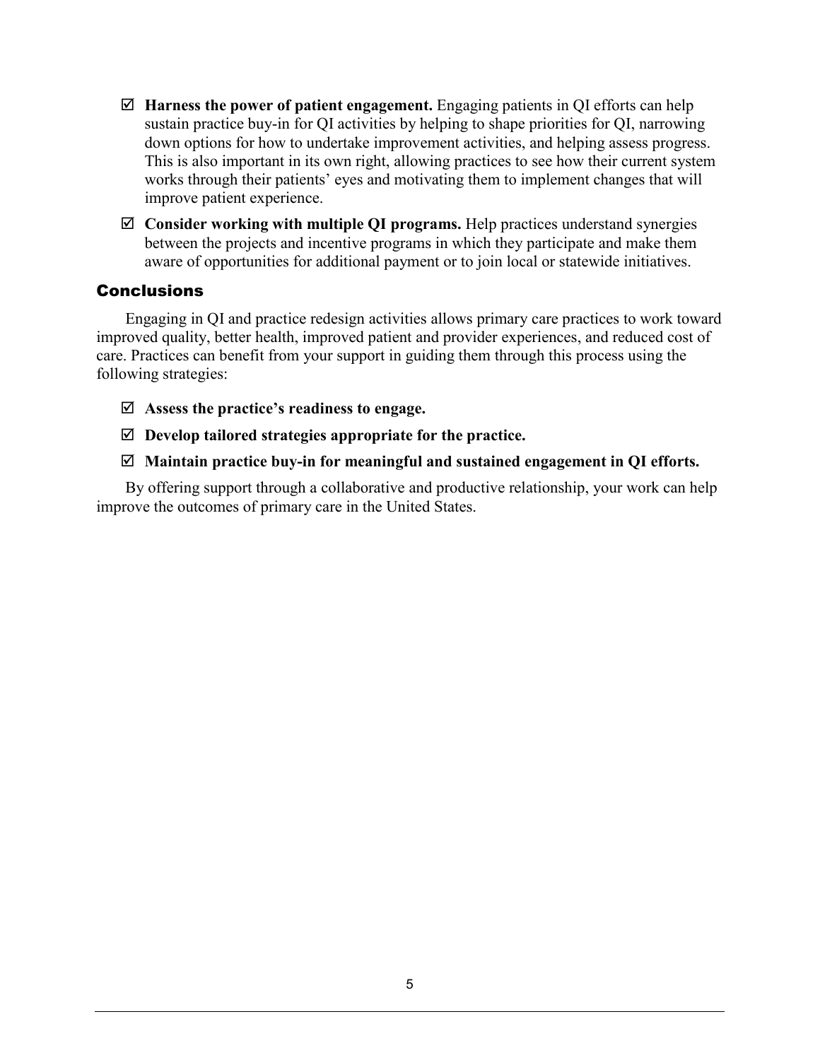- ☑ **Harness the power of patient engagement.** Engaging patients in QI efforts can help sustain practice buy-in for QI activities by helping to shape priorities for QI, narrowing down options for how to undertake improvement activities, and helping assess progress. This is also important in its own right, allowing practices to see how their current system works through their patients' eyes and motivating them to implement changes that will improve patient experience.
- ☑ **Consider working with multiple QI programs.** Help practices understand synergies between the projects and incentive programs in which they participate and make them aware of opportunities for additional payment or to join local or statewide initiatives.

## Conclusions

Engaging in QI and practice redesign activities allows primary care practices to work toward improved quality, better health, improved patient and provider experiences, and reduced cost of care. Practices can benefit from your support in guiding them through this process using the following strategies:

- ☑ **Assess the practice's readiness to engage.**
- ☑ **Develop tailored strategies appropriate for the practice.**
- ☑ **Maintain practice buy-in for meaningful and sustained engagement in QI efforts.**

By offering support through a collaborative and productive relationship, your work can help improve the outcomes of primary care in the United States.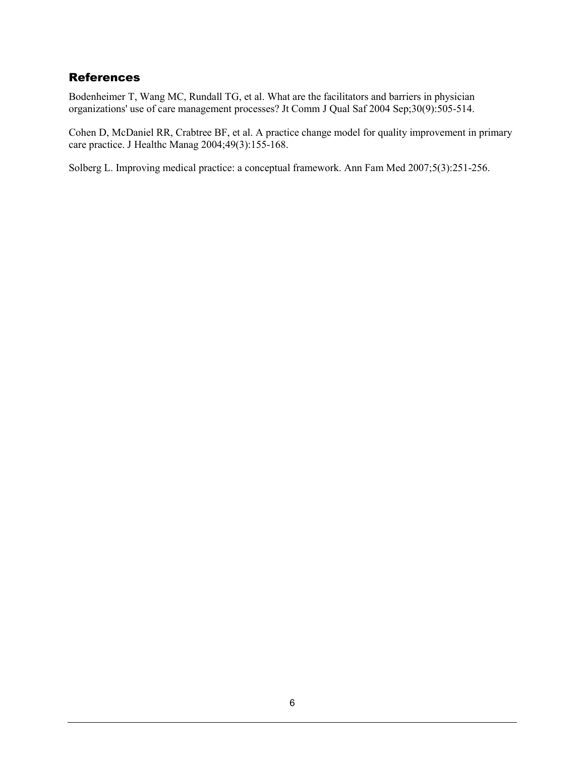## References

Bodenheimer T, Wang MC, Rundall TG, et al. What are the facilitators and barriers in physician organizations' use of care management processes? Jt Comm J Qual Saf 2004 Sep;30(9):505-514.

Cohen D, McDaniel RR, Crabtree BF, et al. A practice change model for quality improvement in primary care practice. J Healthc Manag 2004;49(3):155-168.

Solberg L. Improving medical practice: a conceptual framework. Ann Fam Med 2007;5(3):251-256.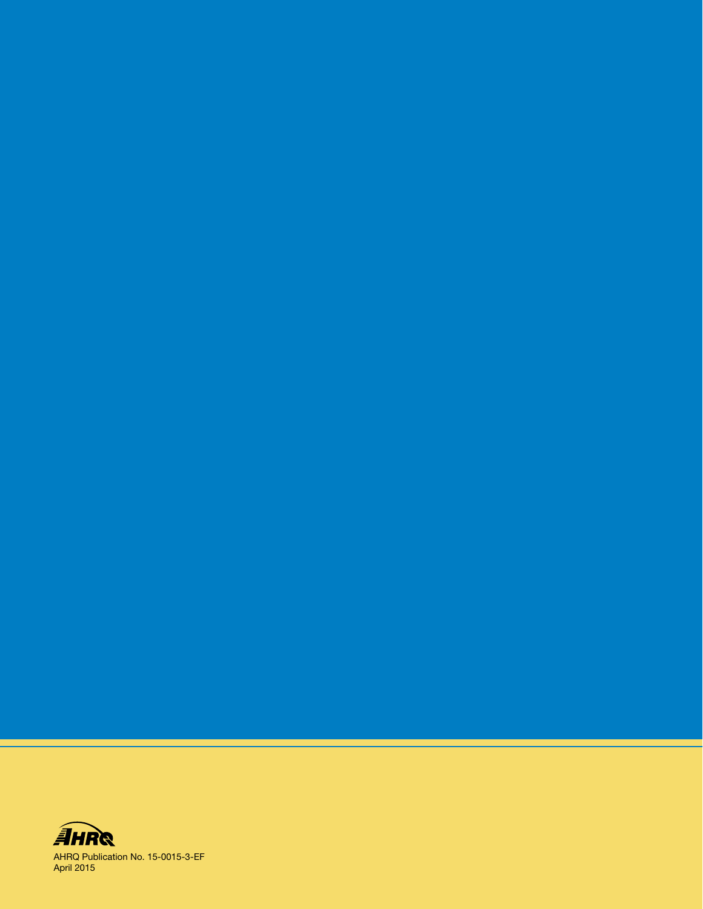AHRQ

AHRQ Publication No. 15-0015-3-EF
April 2015